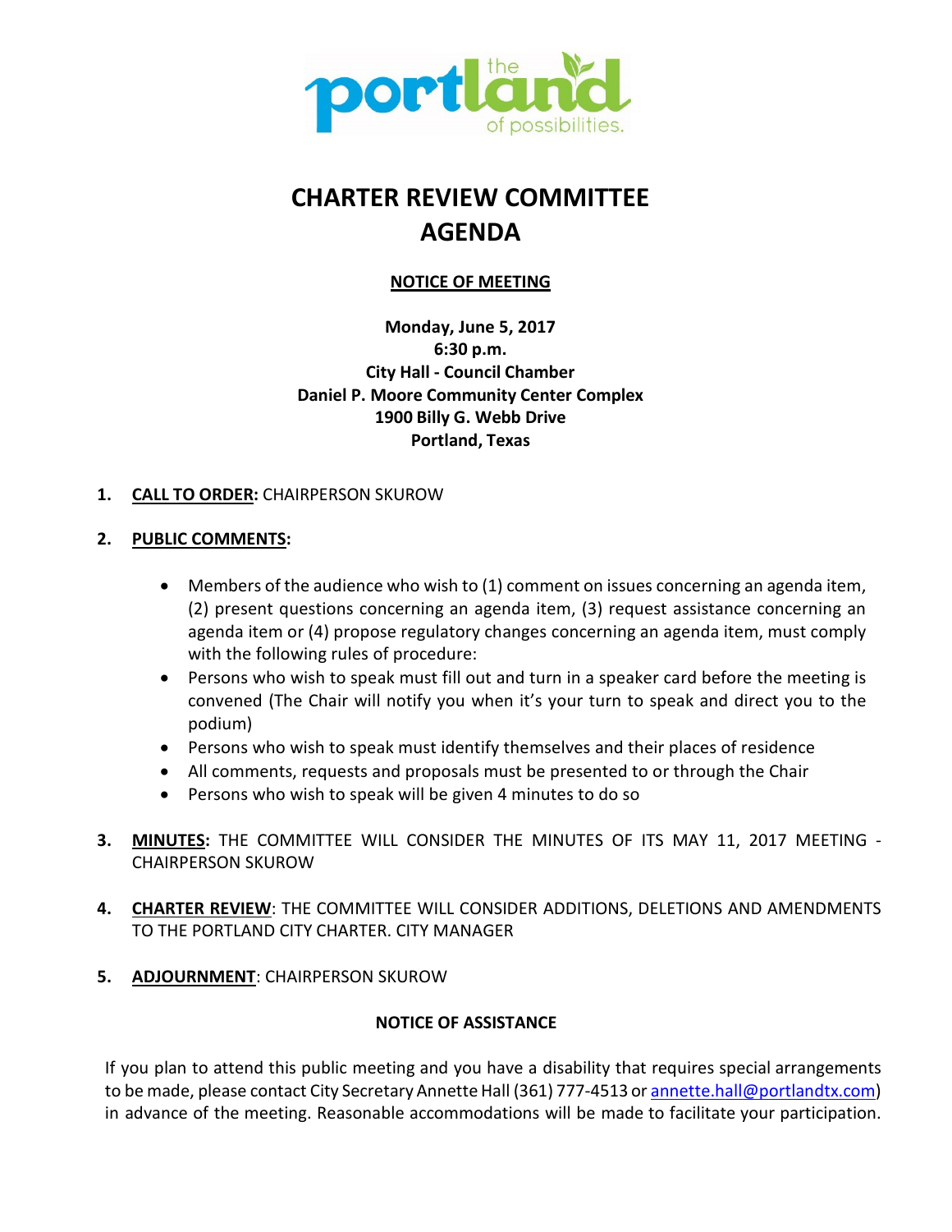# CHARTER REVIEW COMMITTEE AGENDA

## NOTICE OF MEETING

**Monday, June 5, 2017**
**6:30 p.m.**
**City Hall - Council Chamber**
**Daniel P. Moore Community Center Complex**
**1900 Billy G. Webb Drive**
**Portland, Texas**

1. **CALL TO ORDER:** CHAIRPERSON SKUROW

2. **PUBLIC COMMENTS:**

   - Members of the audience who wish to (1) comment on issues concerning an agenda item, (2) present questions concerning an agenda item, (3) request assistance concerning an agenda item or (4) propose regulatory changes concerning an agenda item, must comply with the following rules of procedure:
   - Persons who wish to speak must fill out and turn in a speaker card before the meeting is convened (The Chair will notify you when it's your turn to speak and direct you to the podium)
   - Persons who wish to speak must identify themselves and their places of residence
   - All comments, requests and proposals must be presented to or through the Chair
   - Persons who wish to speak will be given 4 minutes to do so

3. **MINUTES:** THE COMMITTEE WILL CONSIDER THE MINUTES OF ITS MAY 11, 2017 MEETING - CHAIRPERSON SKUROW

4. **CHARTER REVIEW**: THE COMMITTEE WILL CONSIDER ADDITIONS, DELETIONS AND AMENDMENTS TO THE PORTLAND CITY CHARTER. CITY MANAGER

5. **ADJOURNMENT**: CHAIRPERSON SKUROW

**NOTICE OF ASSISTANCE**

If you plan to attend this public meeting and you have a disability that requires special arrangements to be made, please contact City Secretary Annette Hall (361) 777-4513 or annette.hall@portlandtx.com) in advance of the meeting. Reasonable accommodations will be made to facilitate your participation.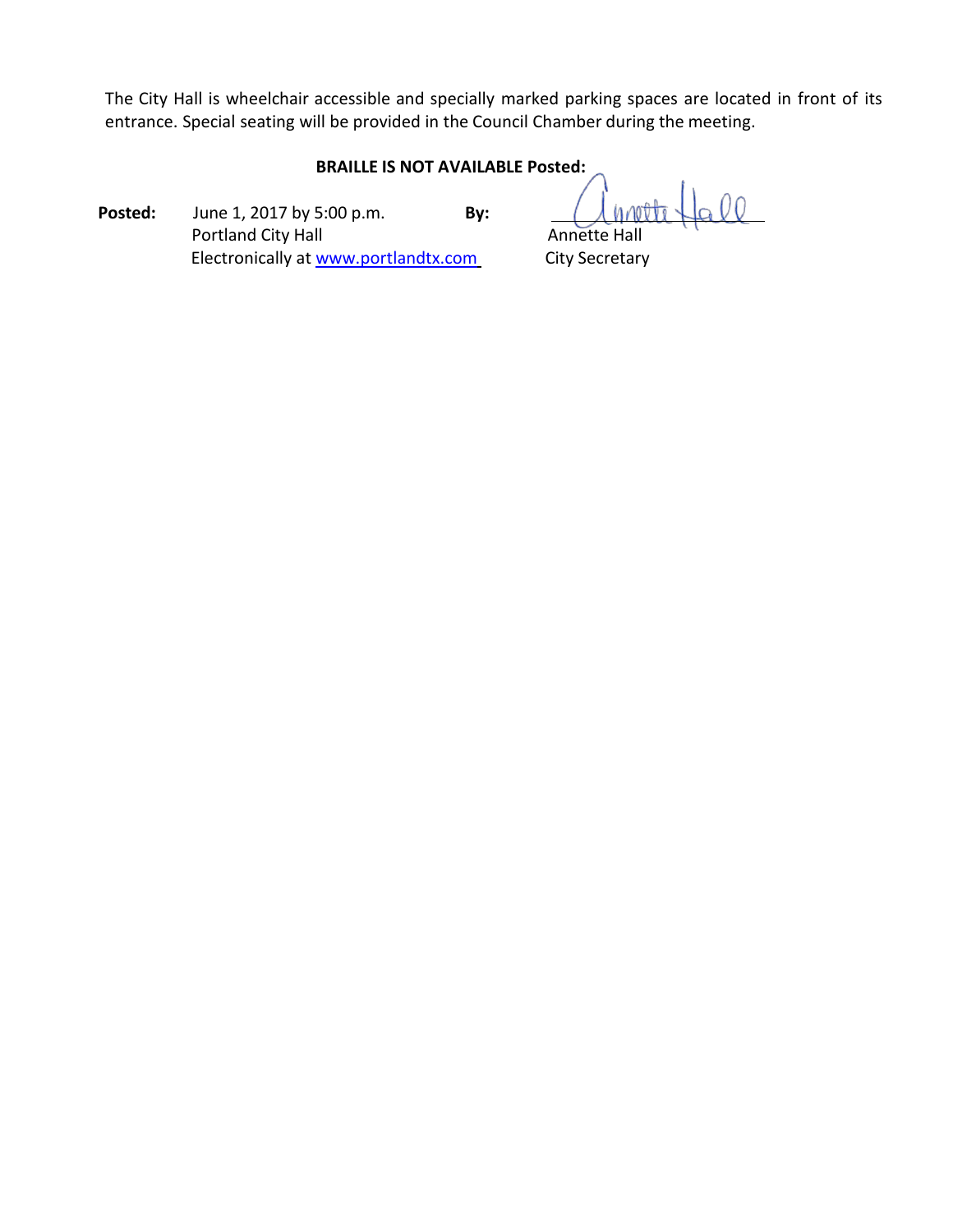The City Hall is wheelchair accessible and specially marked parking spaces are located in front of its entrance. Special seating will be provided in the Council Chamber during the meeting.

**BRAILLE IS NOT AVAILABLE Posted:**

**Posted:** June 1, 2017 by 5:00 p.m.
Portland City Hall
Electronically at www.portlandtx.com

**By:** Annette Hall
Annette Hall
City Secretary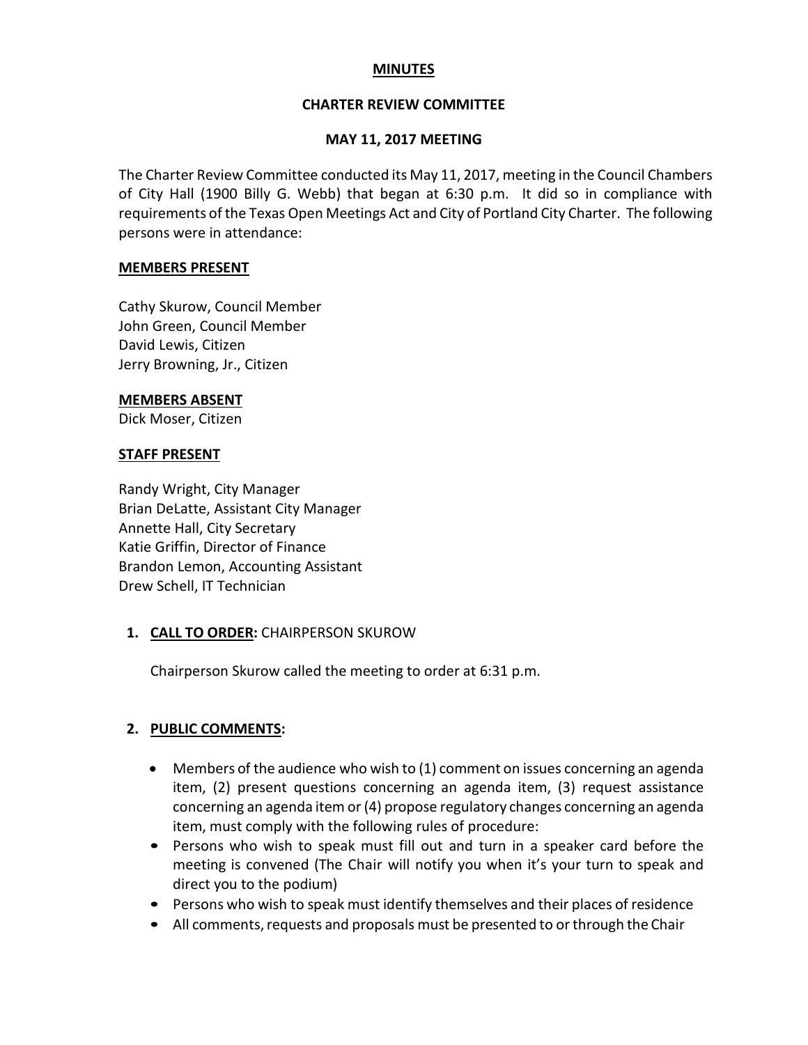**MINUTES**

**CHARTER REVIEW COMMITTEE**

**MAY 11, 2017 MEETING**

The Charter Review Committee conducted its May 11, 2017, meeting in the Council Chambers of City Hall (1900 Billy G. Webb) that began at 6:30 p.m. It did so in compliance with requirements of the Texas Open Meetings Act and City of Portland City Charter. The following persons were in attendance:

**MEMBERS PRESENT**

Cathy Skurow, Council Member
John Green, Council Member
David Lewis, Citizen
Jerry Browning, Jr., Citizen

**MEMBERS ABSENT**
Dick Moser, Citizen

**STAFF PRESENT**

Randy Wright, City Manager
Brian DeLatte, Assistant City Manager
Annette Hall, City Secretary
Katie Griffin, Director of Finance
Brandon Lemon, Accounting Assistant
Drew Schell, IT Technician

1. **CALL TO ORDER:** CHAIRPERSON SKUROW

   Chairperson Skurow called the meeting to order at 6:31 p.m.

2. **PUBLIC COMMENTS:**

   - Members of the audience who wish to (1) comment on issues concerning an agenda item, (2) present questions concerning an agenda item, (3) request assistance concerning an agenda item or (4) propose regulatory changes concerning an agenda item, must comply with the following rules of procedure:
   - Persons who wish to speak must fill out and turn in a speaker card before the meeting is convened (The Chair will notify you when it's your turn to speak and direct you to the podium)
   - Persons who wish to speak must identify themselves and their places of residence
   - All comments, requests and proposals must be presented to or through the Chair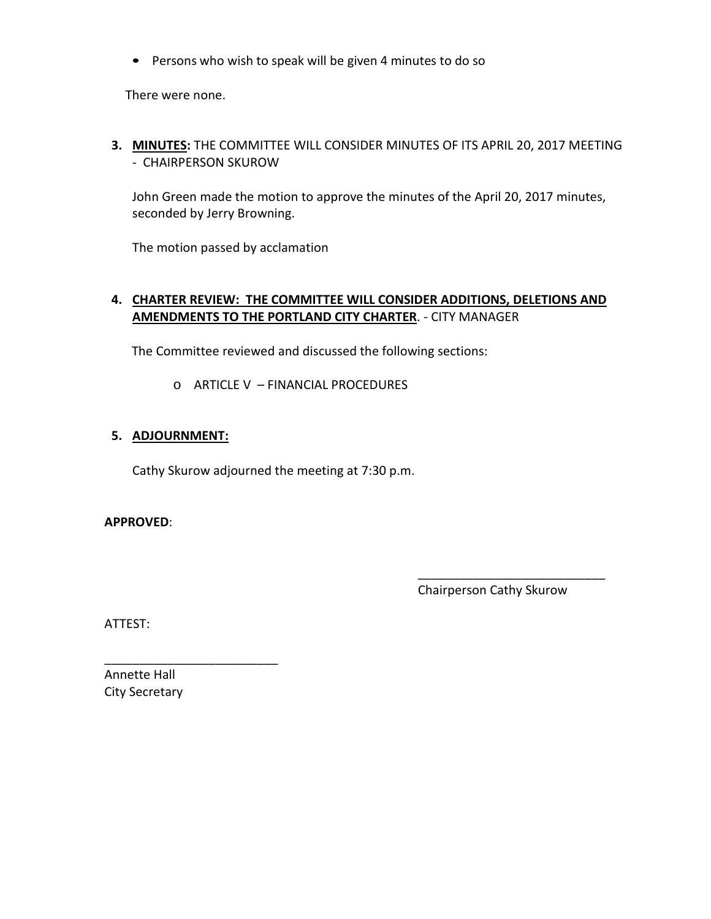- Persons who wish to speak will be given 4 minutes to do so

There were none.

3. **MINUTES:** THE COMMITTEE WILL CONSIDER MINUTES OF ITS APRIL 20, 2017 MEETING - CHAIRPERSON SKUROW

   John Green made the motion to approve the minutes of the April 20, 2017 minutes, seconded by Jerry Browning.

   The motion passed by acclamation

4. **CHARTER REVIEW: THE COMMITTEE WILL CONSIDER ADDITIONS, DELETIONS AND AMENDMENTS TO THE PORTLAND CITY CHARTER**. - CITY MANAGER

   The Committee reviewed and discussed the following sections:

   - ARTICLE V – FINANCIAL PROCEDURES

5. **ADJOURNMENT:**

   Cathy Skurow adjourned the meeting at 7:30 p.m.

**APPROVED**:

___________________________
Chairperson Cathy Skurow

ATTEST:

_________________________
Annette Hall
City Secretary